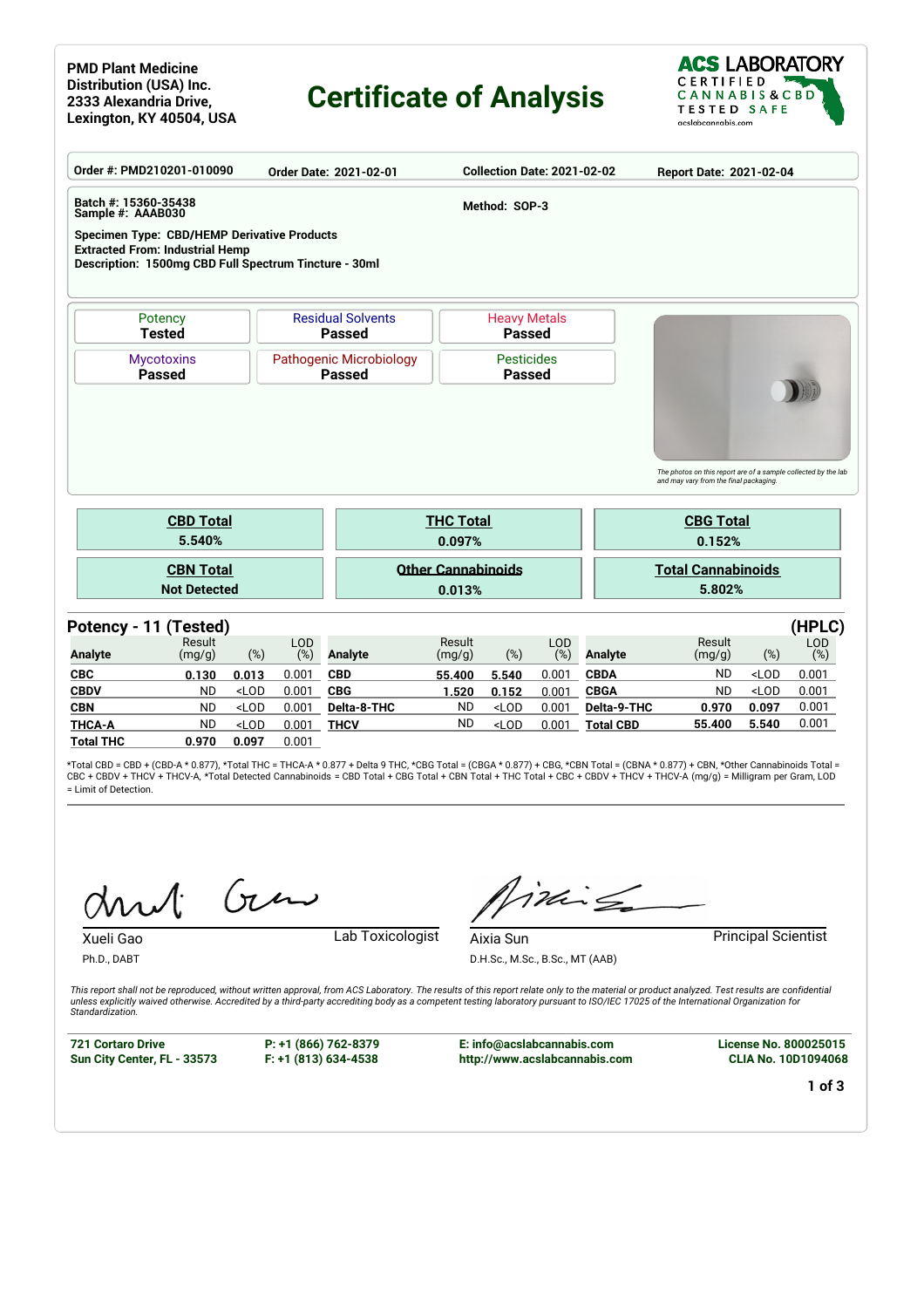**PMD Plant Medicine Distribution (USA) Inc.**
**2333 Alexandria Drive,**
**Lexington, KY 40504, USA**

# Certificate of Analysis

**ACS LABORATORY**
CERTIFIED CANNABIS & CBD TESTED SAFE
acslabcannabis.com

| Order #: PMD210201-010090 | Order Date: 2021-02-01 | Collection Date: 2021-02-02 | Report Date: 2021-02-04 |
|---|---|---|---|

**Batch #:** 15360-35438
**Sample #:** AAAB030

**Method:** SOP-3

**Specimen Type:** CBD/HEMP Derivative Products
**Extracted From:** Industrial Hemp
**Description:** 1500mg CBD Full Spectrum Tincture - 30ml

| Potency | Residual Solvents | Heavy Metals |
|---|---|---|
| **Tested** | **Passed** | **Passed** |
| **Mycotoxins** | **Pathogenic Microbiology** | **Pesticides** |
| **Passed** | **Passed** | **Passed** |

*The photos on this report are of a sample collected by the lab and may vary from the final packaging.*

| CBD Total | THC Total | CBG Total |
|---|---|---|
| 5.540% | 0.097% | 0.152% |
| **CBN Total** | **Other Cannabinoids** | **Total Cannabinoids** |
| Not Detected | 0.013% | 5.802% |

## Potency - 11 (Tested) (HPLC)

| Analyte | Result (mg/g) | (%) | LOD (%) | Analyte | Result (mg/g) | (%) | LOD (%) | Analyte | Result (mg/g) | (%) | LOD (%) |
|---|---|---|---|---|---|---|---|---|---|---|---|
| CBC | 0.130 | 0.013 | 0.001 | CBD | 55.400 | 5.540 | 0.001 | CBDA | ND | <LOD | 0.001 |
| CBDV | ND | <LOD | 0.001 | CBG | 1.520 | 0.152 | 0.001 | CBGA | ND | <LOD | 0.001 |
| CBN | ND | <LOD | 0.001 | Delta-8-THC | ND | <LOD | 0.001 | Delta-9-THC | 0.970 | 0.097 | 0.001 |
| THCA-A | ND | <LOD | 0.001 | THCV | ND | <LOD | 0.001 | Total CBD | 55.400 | 5.540 | 0.001 |
| Total THC | 0.970 | 0.097 | 0.001 | | | | | | | | |

*Total CBD = CBD + (CBD-A * 0.877), *Total THC = THCA-A * 0.877 + Delta 9 THC, *CBG Total = (CBGA * 0.877) + CBG, *CBN Total = (CBNA * 0.877) + CBN, *Other Cannabinoids Total = CBC + CBDV + THCV + THCV-A, *Total Detected Cannabinoids = CBD Total + CBG Total + CBN Total + THC Total + CBC + CBDV + THCV + THCV-A (mg/g) = Milligram per Gram, LOD = Limit of Detection.

Xueli Gao
Ph.D., DABT
Lab Toxicologist

Aixia Sun
D.H.Sc., M.Sc., B.Sc., MT (AAB)
Principal Scientist

*This report shall not be reproduced, without written approval, from ACS Laboratory. The results of this report relate only to the material or product analyzed. Test results are confidential unless explicitly waived otherwise. Accredited by a third-party accrediting body as a competent testing laboratory pursuant to ISO/IEC 17025 of the International Organization for Standardization.*

| 721 Cortaro Drive<br>Sun City Center, FL - 33573 | P: +1 (866) 762-8379<br>F: +1 (813) 634-4538 | E: info@acslabcannabis.com<br>http://www.acslabcannabis.com | License No. 800025015<br>CLIA No. 10D1094068 |
|---|---|---|---|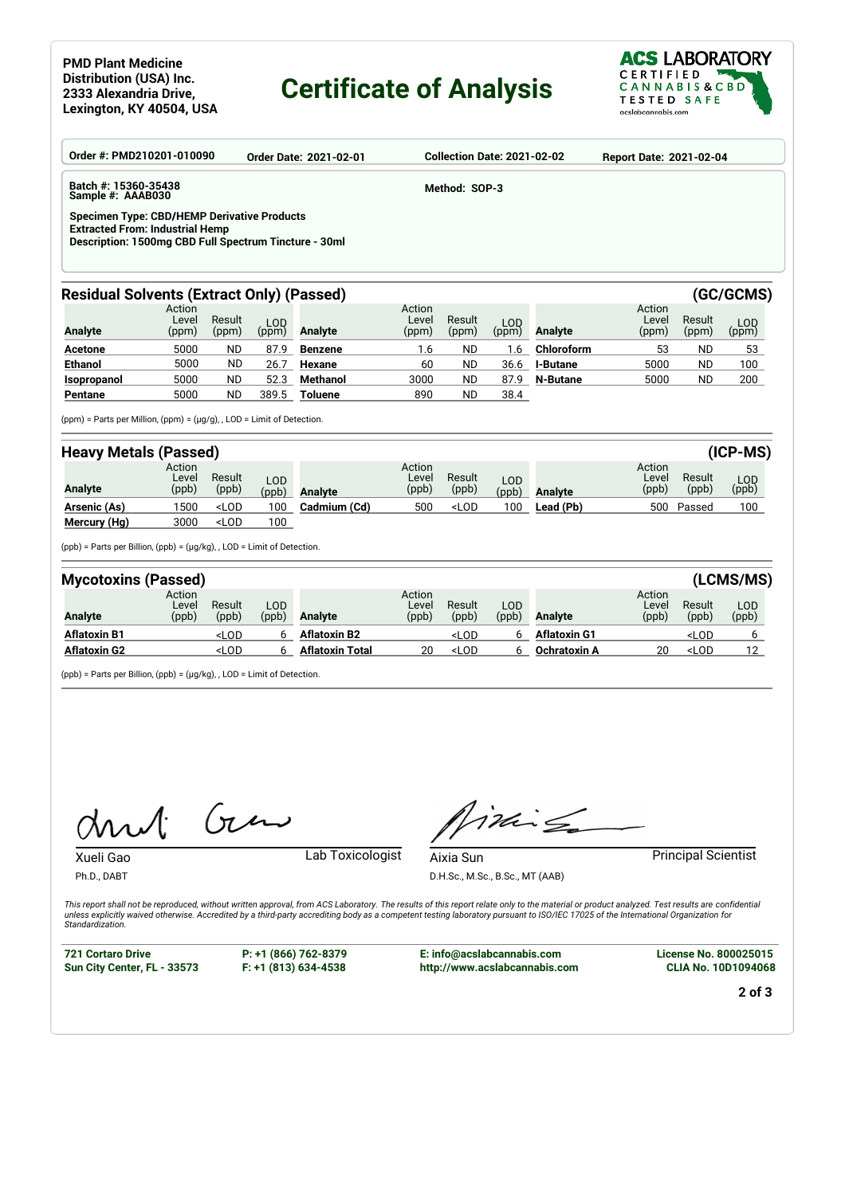**PMD Plant Medicine Distribution (USA) Inc.**
**2333 Alexandria Drive,**
**Lexington, KY 40504, USA**

# Certificate of Analysis

**ACS LABORATORY** CERTIFIED CANNABIS & CBD TESTED SAFE acslabcannabis.com

**Order #: PMD210201-010090** | **Order Date: 2021-02-01** | **Collection Date: 2021-02-02** | **Report Date: 2021-02-04**

**Batch #: 15360-35438**
**Sample #: AAAB030**

**Method: SOP-3**

**Specimen Type: CBD/HEMP Derivative Products**
**Extracted From: Industrial Hemp**
**Description: 1500mg CBD Full Spectrum Tincture - 30ml**

## Residual Solvents (Extract Only) (Passed) (GC/GCMS)

| Analyte | Action Level (ppm) | Result (ppm) | LOD (ppm) | Analyte | Action Level (ppm) | Result (ppm) | LOD (ppm) | Analyte | Action Level (ppm) | Result (ppm) | LOD (ppm) |
|---|---|---|---|---|---|---|---|---|---|---|---|
| **Acetone** | 5000 | ND | 87.9 | **Benzene** | 1.6 | ND | 1.6 | **Chloroform** | 53 | ND | 53 |
| **Ethanol** | 5000 | ND | 26.7 | **Hexane** | 60 | ND | 36.6 | **I-Butane** | 5000 | ND | 100 |
| **Isopropanol** | 5000 | ND | 52.3 | **Methanol** | 3000 | ND | 87.9 | **N-Butane** | 5000 | ND | 200 |
| **Pentane** | 5000 | ND | 389.5 | **Toluene** | 890 | ND | 38.4 | | | | |

(ppm) = Parts per Million, (ppm) = (µg/g), , LOD = Limit of Detection.

## Heavy Metals (Passed) (ICP-MS)

| Analyte | Action Level (ppb) | Result (ppb) | LOD (ppb) | Analyte | Action Level (ppb) | Result (ppb) | LOD (ppb) | Analyte | Action Level (ppb) | Result (ppb) | LOD (ppb) |
|---|---|---|---|---|---|---|---|---|---|---|---|
| **Arsenic (As)** | 1500 | <LOD | 100 | **Cadmium (Cd)** | 500 | <LOD | 100 | **Lead (Pb)** | 500 | Passed | 100 |
| **Mercury (Hg)** | 3000 | <LOD | 100 | | | | | | | | |

(ppb) = Parts per Billion, (ppb) = (µg/kg), , LOD = Limit of Detection.

## Mycotoxins (Passed) (LCMS/MS)

| Analyte | Action Level (ppb) | Result (ppb) | LOD (ppb) | Analyte | Action Level (ppb) | Result (ppb) | LOD (ppb) | Analyte | Action Level (ppb) | Result (ppb) | LOD (ppb) |
|---|---|---|---|---|---|---|---|---|---|---|---|
| **Aflatoxin B1** | | <LOD | 6 | **Aflatoxin B2** | | <LOD | 6 | **Aflatoxin G1** | | <LOD | 6 |
| **Aflatoxin G2** | | <LOD | 6 | **Aflatoxin Total** | 20 | <LOD | 6 | **Ochratoxin A** | 20 | <LOD | 12 |

(ppb) = Parts per Billion, (ppb) = (µg/kg), , LOD = Limit of Detection.

Xueli Gao, Ph.D., DABT — Lab Toxicologist

Aixia Sun, D.H.Sc., M.Sc., B.Sc., MT (AAB) — Principal Scientist

*This report shall not be reproduced, without written approval, from ACS Laboratory. The results of this report relate only to the material or product analyzed. Test results are confidential unless explicitly waived otherwise. Accredited by a third-party accrediting body as a competent testing laboratory pursuant to ISO/IEC 17025 of the International Organization for Standardization.*

**721 Cortaro Drive**
**Sun City Center, FL - 33573**

**P: +1 (866) 762-8379**
**F: +1 (813) 634-4538**

**E: info@acslabcannabis.com**
**http://www.acslabcannabis.com**

**License No. 800025015**
**CLIA No. 10D1094068**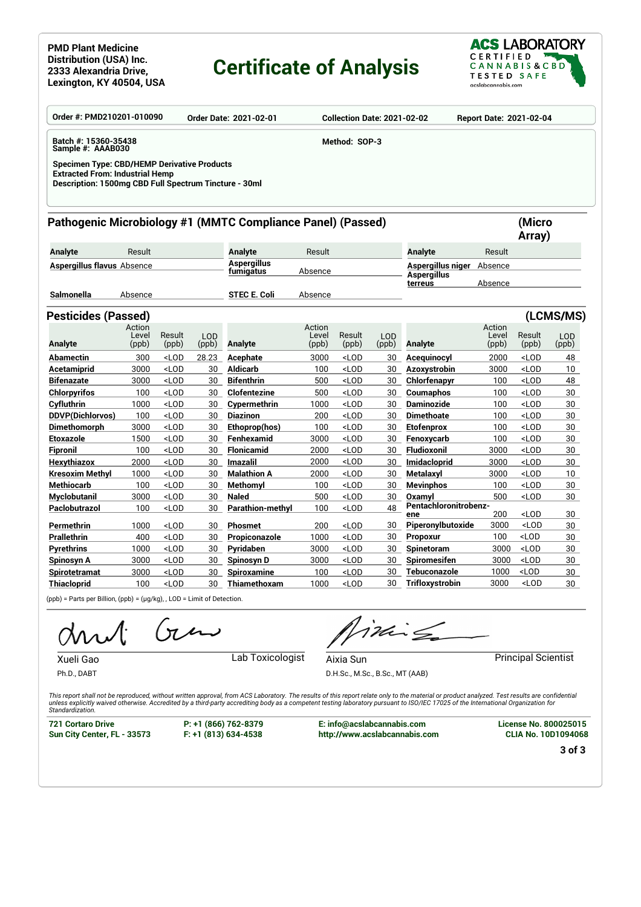**PMD Plant Medicine Distribution (USA) Inc.**
**2333 Alexandria Drive,**
**Lexington, KY 40504, USA**

# Certificate of Analysis

ACS LABORATORY CERTIFIED CANNABIS & CBD TESTED SAFE
acslabcannabis.com

| Order #: PMD210201-010090 | Order Date: 2021-02-01 | Collection Date: 2021-02-02 | Report Date: 2021-02-04 |
|---|---|---|---|

**Batch #: 15360-35438**
**Sample #: AAAB030**

**Method: SOP-3**

**Specimen Type: CBD/HEMP Derivative Products**
**Extracted From: Industrial Hemp**
**Description: 1500mg CBD Full Spectrum Tincture - 30ml**

## Pathogenic Microbiology #1 (MMTC Compliance Panel) (Passed) (Micro Array)

| Analyte | Result | Analyte | Result | Analyte | Result |
|---|---|---|---|---|---|
| **Aspergillus flavus** | Absence | **Aspergillus fumigatus** | Absence | **Aspergillus niger** | Absence |
| | | | | **Aspergillus terreus** | Absence |
| **Salmonella** | Absence | **STEC E. Coli** | Absence | | |

## Pesticides (Passed) (LCMS/MS)

| Analyte | Action Level (ppb) | Result (ppb) | LOD (ppb) | Analyte | Action Level (ppb) | Result (ppb) | LOD (ppb) | Analyte | Action Level (ppb) | Result (ppb) | LOD (ppb) |
|---|---|---|---|---|---|---|---|---|---|---|---|
| **Abamectin** | 300 | <LOD | 28.23 | **Acephate** | 3000 | <LOD | 30 | **Acequinocyl** | 2000 | <LOD | 48 |
| **Acetamiprid** | 3000 | <LOD | 30 | **Aldicarb** | 100 | <LOD | 30 | **Azoxystrobin** | 3000 | <LOD | 10 |
| **Bifenazate** | 3000 | <LOD | 30 | **Bifenthrin** | 500 | <LOD | 30 | **Chlorfenapyr** | 100 | <LOD | 48 |
| **Chlorpyrifos** | 100 | <LOD | 30 | **Clofentezine** | 500 | <LOD | 30 | **Coumaphos** | 100 | <LOD | 30 |
| **Cyfluthrin** | 1000 | <LOD | 30 | **Cypermethrin** | 1000 | <LOD | 30 | **Daminozide** | 100 | <LOD | 30 |
| **DDVP(Dichlorvos)** | 100 | <LOD | 30 | **Diazinon** | 200 | <LOD | 30 | **Dimethoate** | 100 | <LOD | 30 |
| **Dimethomorph** | 3000 | <LOD | 30 | **Ethoprop(hos)** | 100 | <LOD | 30 | **Etofenprox** | 100 | <LOD | 30 |
| **Etoxazole** | 1500 | <LOD | 30 | **Fenhexamid** | 3000 | <LOD | 30 | **Fenoxycarb** | 100 | <LOD | 30 |
| **Fipronil** | 100 | <LOD | 30 | **Flonicamid** | 2000 | <LOD | 30 | **Fludioxonil** | 3000 | <LOD | 30 |
| **Hexythiazox** | 2000 | <LOD | 30 | **Imazalil** | 2000 | <LOD | 30 | **Imidacloprid** | 3000 | <LOD | 30 |
| **Kresoxim Methyl** | 1000 | <LOD | 30 | **Malathion A** | 2000 | <LOD | 30 | **Metalaxyl** | 3000 | <LOD | 10 |
| **Methiocarb** | 100 | <LOD | 30 | **Methomyl** | 100 | <LOD | 30 | **Mevinphos** | 100 | <LOD | 30 |
| **Myclobutanil** | 3000 | <LOD | 30 | **Naled** | 500 | <LOD | 30 | **Oxamyl** | 500 | <LOD | 30 |
| **Paclobutrazol** | 100 | <LOD | 30 | **Parathion-methyl** | 100 | <LOD | 48 | **Pentachloronitrobenzene** | 200 | <LOD | 30 |
| **Permethrin** | 1000 | <LOD | 30 | **Phosmet** | 200 | <LOD | 30 | **Piperonylbutoxide** | 3000 | <LOD | 30 |
| **Prallethrin** | 400 | <LOD | 30 | **Propiconazole** | 1000 | <LOD | 30 | **Propoxur** | 100 | <LOD | 30 |
| **Pyrethrins** | 1000 | <LOD | 30 | **Pyridaben** | 3000 | <LOD | 30 | **Spinetoram** | 3000 | <LOD | 30 |
| **Spinosyn A** | 3000 | <LOD | 30 | **Spinosyn D** | 3000 | <LOD | 30 | **Spiromesifen** | 3000 | <LOD | 30 |
| **Spirotetramat** | 3000 | <LOD | 30 | **Spiroxamine** | 100 | <LOD | 30 | **Tebuconazole** | 1000 | <LOD | 30 |
| **Thiacloprid** | 100 | <LOD | 30 | **Thiamethoxam** | 1000 | <LOD | 30 | **Trifloxystrobin** | 3000 | <LOD | 30 |

(ppb) = Parts per Billion, (ppb) = (µg/kg), , LOD = Limit of Detection.

Xueli Gao — Lab Toxicologist
Ph.D., DABT

Aixia Sun — Principal Scientist
D.H.Sc., M.Sc., B.Sc., MT (AAB)

*This report shall not be reproduced, without written approval, from ACS Laboratory. The results of this report relate only to the material or product analyzed. Test results are confidential unless explicitly waived otherwise. Accredited by a third-party accrediting body as a competent testing laboratory pursuant to ISO/IEC 17025 of the International Organization for Standardization.*

**721 Cortaro Drive**
**Sun City Center, FL - 33573**

**P: +1 (866) 762-8379**
**F: +1 (813) 634-4538**

**E: info@acslabcannabis.com**
**http://www.acslabcannabis.com**

**License No. 800025015**
**CLIA No. 10D1094068**